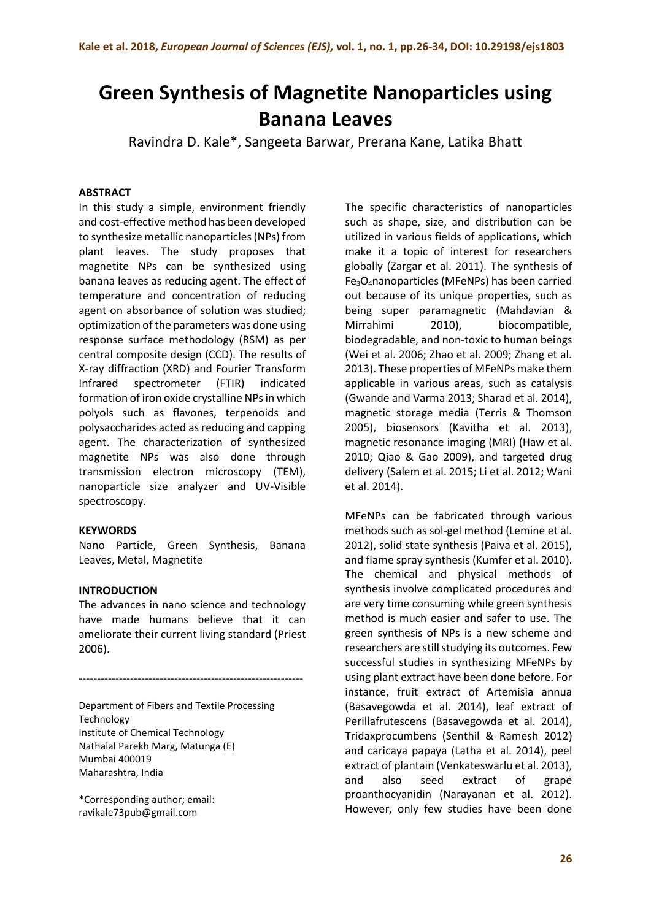# Green Synthesis of Magnetite Nanoparticles using Banana Leaves

Ravindra D. Kale*, Sangeeta Barwar, Prerana Kane, Latika Bhatt

## ABSTRACT

In this study a simple, environment friendly and cost-effective method has been developed to synthesize metallic nanoparticles (NPs) from plant leaves. The study proposes that magnetite NPs can be synthesized using banana leaves as reducing agent. The effect of temperature and concentration of reducing agent on absorbance of solution was studied; optimization of the parameters was done using response surface methodology (RSM) as per central composite design (CCD). The results of X-ray diffraction (XRD) and Fourier Transform Infrared spectrometer (FTIR) indicated formation of iron oxide crystalline NPs in which polyols such as flavones, terpenoids and polysaccharides acted as reducing and capping agent. The characterization of synthesized magnetite NPs was also done through transmission electron microscopy (TEM), nanoparticle size analyzer and UV-Visible spectroscopy.

## KEYWORDS

Nano Particle, Green Synthesis, Banana Leaves, Metal, Magnetite

## INTRODUCTION

The advances in nano science and technology have made humans believe that it can ameliorate their current living standard (Priest 2006).

The specific characteristics of nanoparticles such as shape, size, and distribution can be utilized in various fields of applications, which make it a topic of interest for researchers globally (Zargar et al. 2011). The synthesis of $Fe_3O_4$nanoparticles (MFeNPs) has been carried out because of its unique properties, such as being super paramagnetic (Mahdavian & Mirrahimi 2010), biocompatible, biodegradable, and non-toxic to human beings (Wei et al. 2006; Zhao et al. 2009; Zhang et al. 2013). These properties of MFeNPs make them applicable in various areas, such as catalysis (Gwande and Varma 2013; Sharad et al. 2014), magnetic storage media (Terris & Thomson 2005), biosensors (Kavitha et al. 2013), magnetic resonance imaging (MRI) (Haw et al. 2010; Qiao & Gao 2009), and targeted drug delivery (Salem et al. 2015; Li et al. 2012; Wani et al. 2014).

MFeNPs can be fabricated through various methods such as sol-gel method (Lemine et al. 2012), solid state synthesis (Paiva et al. 2015), and flame spray synthesis (Kumfer et al. 2010). The chemical and physical methods of synthesis involve complicated procedures and are very time consuming while green synthesis method is much easier and safer to use. The green synthesis of NPs is a new scheme and researchers are still studying its outcomes. Few successful studies in synthesizing MFeNPs by using plant extract have been done before. For instance, fruit extract of Artemisia annua (Basavegowda et al. 2014), leaf extract of Perillafrutescens (Basavegowda et al. 2014), Tridaxprocumbens (Senthil & Ramesh 2012) and caricaya papaya (Latha et al. 2014), peel extract of plantain (Venkateswarlu et al. 2013), and also seed extract of grape proanthocyanidin (Narayanan et al. 2012). However, only few studies have been done

---

Department of Fibers and Textile Processing Technology
Institute of Chemical Technology
Nathalal Parekh Marg, Matunga (E)
Mumbai 400019
Maharashtra, India

*Corresponding author; email: ravikale73pub@gmail.com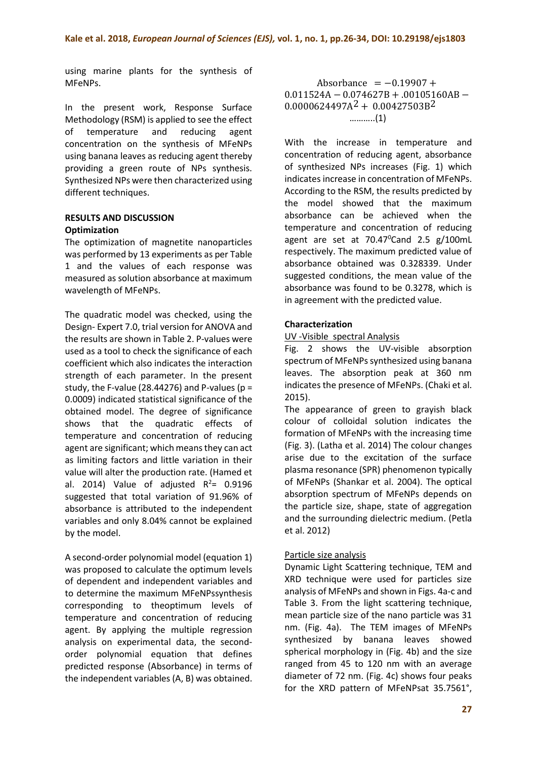using marine plants for the synthesis of MFeNPs.

In the present work, Response Surface Methodology (RSM) is applied to see the effect of temperature and reducing agent concentration on the synthesis of MFeNPs using banana leaves as reducing agent thereby providing a green route of NPs synthesis. Synthesized NPs were then characterized using different techniques.

## RESULTS AND DISCUSSION

### Optimization

The optimization of magnetite nanoparticles was performed by 13 experiments as per Table 1 and the values of each response was measured as solution absorbance at maximum wavelength of MFeNPs.

The quadratic model was checked, using the Design- Expert 7.0, trial version for ANOVA and the results are shown in Table 2. P-values were used as a tool to check the significance of each coefficient which also indicates the interaction strength of each parameter. In the present study, the F-value (28.44276) and P-values ($p = 0.0009$) indicated statistical significance of the obtained model. The degree of significance shows that the quadratic effects of temperature and concentration of reducing agent are significant; which means they can act as limiting factors and little variation in their value will alter the production rate. (Hamed et al. 2014) Value of adjusted $R^2 = 0.9196$ suggested that total variation of 91.96% of absorbance is attributed to the independent variables and only 8.04% cannot be explained by the model.

A second-order polynomial model (equation 1) was proposed to calculate the optimum levels of dependent and independent variables and to determine the maximum MFeNPssynthesis corresponding to theoptimum levels of temperature and concentration of reducing agent. By applying the multiple regression analysis on experimental data, the second-order polynomial equation that defines predicted response (Absorbance) in terms of the independent variables (A, B) was obtained.

$$\text{Absorbance} = -0.19907 + 0.011524A - 0.074627B + .00105160AB - 0.0000624497A^2 + 0.00427503B^2 \quad \text{...........(1)}$$

With the increase in temperature and concentration of reducing agent, absorbance of synthesized NPs increases (Fig. 1) which indicates increase in concentration of MFeNPs. According to the RSM, the results predicted by the model showed that the maximum absorbance can be achieved when the temperature and concentration of reducing agent are set at $70.47^0$C and 2.5 g/100mL respectively. The maximum predicted value of absorbance obtained was 0.328339. Under suggested conditions, the mean value of the absorbance was found to be 0.3278, which is in agreement with the predicted value.

### Characterization

#### UV -Visible spectral Analysis

Fig. 2 shows the UV-visible absorption spectrum of MFeNPs synthesized using banana leaves. The absorption peak at 360 nm indicates the presence of MFeNPs. (Chaki et al. 2015).

The appearance of green to grayish black colour of colloidal solution indicates the formation of MFeNPs with the increasing time (Fig. 3). (Latha et al. 2014) The colour changes arise due to the excitation of the surface plasma resonance (SPR) phenomenon typically of MFeNPs (Shankar et al. 2004). The optical absorption spectrum of MFeNPs depends on the particle size, shape, state of aggregation and the surrounding dielectric medium. (Petla et al. 2012)

#### Particle size analysis

Dynamic Light Scattering technique, TEM and XRD technique were used for particles size analysis of MFeNPs and shown in Figs. 4a-c and Table 3. From the light scattering technique, mean particle size of the nano particle was 31 nm. (Fig. 4a). The TEM images of MFeNPs synthesized by banana leaves showed spherical morphology in (Fig. 4b) and the size ranged from 45 to 120 nm with an average diameter of 72 nm. (Fig. 4c) shows four peaks for the XRD pattern of MFeNPsat 35.7561°,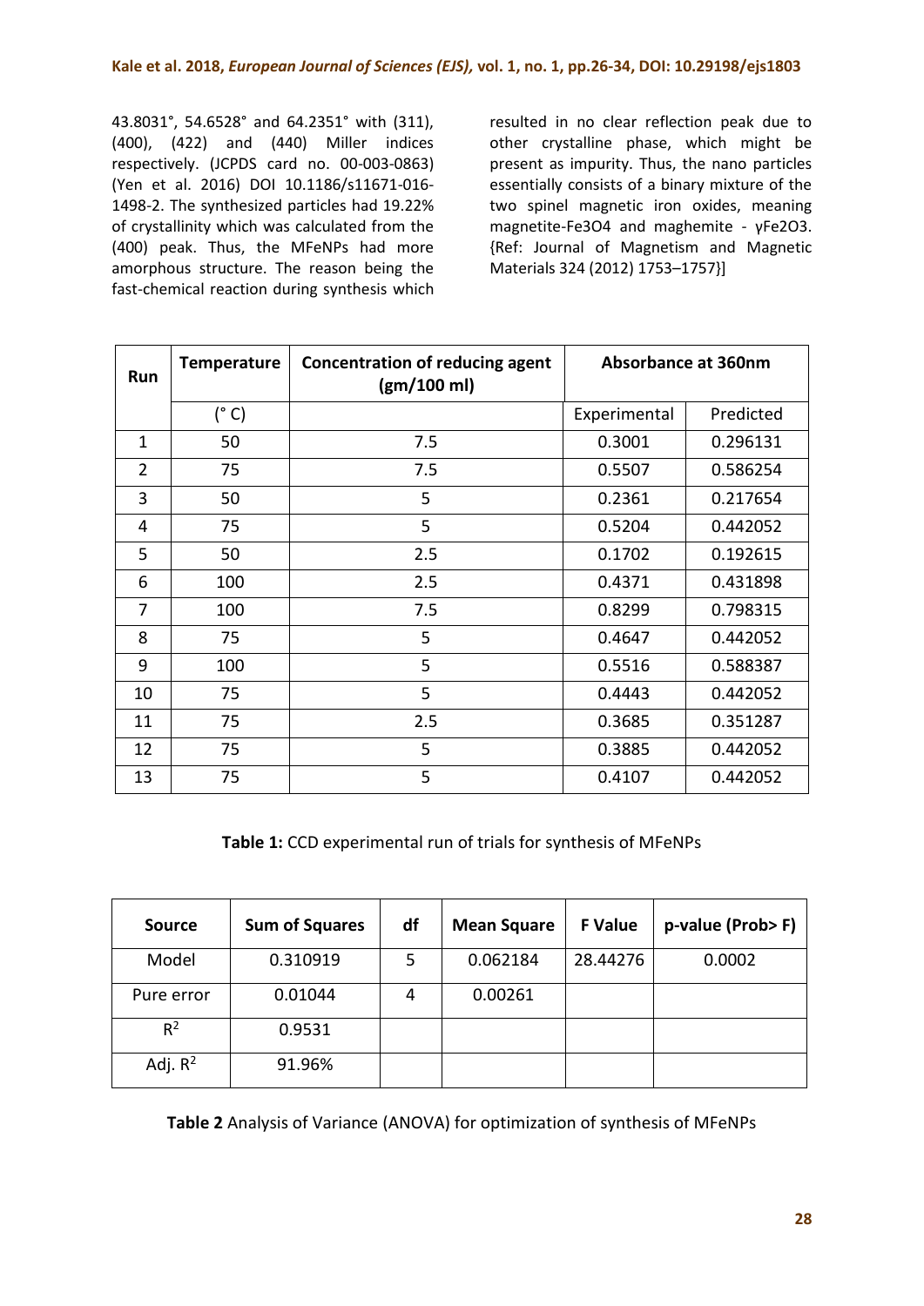43.8031°, 54.6528° and 64.2351° with (311), (400), (422) and (440) Miller indices respectively. (JCPDS card no. 00-003-0863) (Yen et al. 2016) DOI 10.1186/s11671-016-1498-2. The synthesized particles had 19.22% of crystallinity which was calculated from the (400) peak. Thus, the MFeNPs had more amorphous structure. The reason being the fast-chemical reaction during synthesis which resulted in no clear reflection peak due to other crystalline phase, which might be present as impurity. Thus, the nano particles essentially consists of a binary mixture of the two spinel magnetic iron oxides, meaning magnetite-$Fe_3O_4$ and maghemite - $\gamma Fe_2O_3$. {Ref: Journal of Magnetism and Magnetic Materials 324 (2012) 1753–1757}]

| Run | Temperature | Concentration of reducing agent (gm/100 ml) | Absorbance at 360nm | |
|---|---|---|---|---|
| | (° C) | | Experimental | Predicted |
| 1 | 50 | 7.5 | 0.3001 | 0.296131 |
| 2 | 75 | 7.5 | 0.5507 | 0.586254 |
| 3 | 50 | 5 | 0.2361 | 0.217654 |
| 4 | 75 | 5 | 0.5204 | 0.442052 |
| 5 | 50 | 2.5 | 0.1702 | 0.192615 |
| 6 | 100 | 2.5 | 0.4371 | 0.431898 |
| 7 | 100 | 7.5 | 0.8299 | 0.798315 |
| 8 | 75 | 5 | 0.4647 | 0.442052 |
| 9 | 100 | 5 | 0.5516 | 0.588387 |
| 10 | 75 | 5 | 0.4443 | 0.442052 |
| 11 | 75 | 2.5 | 0.3685 | 0.351287 |
| 12 | 75 | 5 | 0.3885 | 0.442052 |
| 13 | 75 | 5 | 0.4107 | 0.442052 |

**Table 1:** CCD experimental run of trials for synthesis of MFeNPs

| Source | Sum of Squares | df | Mean Square | F Value | p-value (Prob> F) |
|---|---|---|---|---|---|
| Model | 0.310919 | 5 | 0.062184 | 28.44276 | 0.0002 |
| Pure error | 0.01044 | 4 | 0.00261 | | |
| $R^2$ | 0.9531 | | | | |
| Adj. $R^2$ | 91.96% | | | | |

**Table 2** Analysis of Variance (ANOVA) for optimization of synthesis of MFeNPs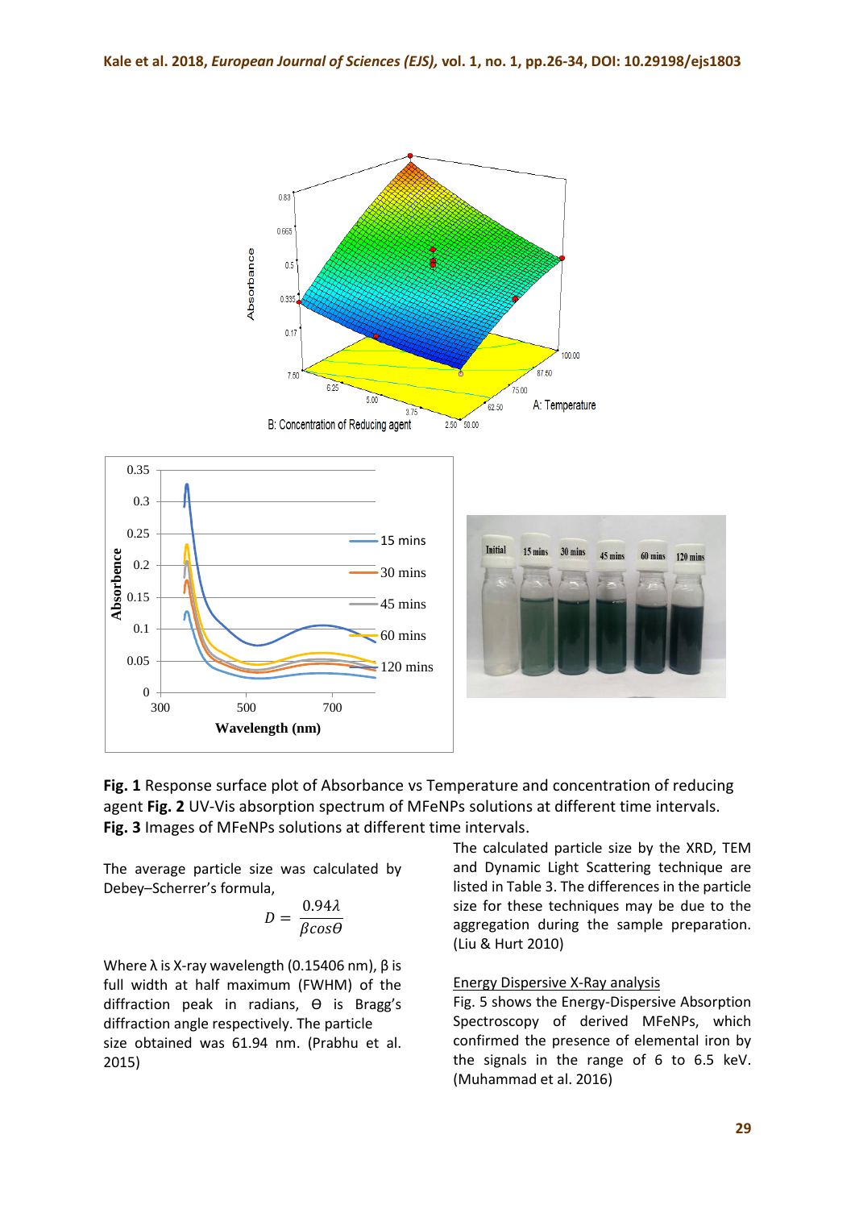**Fig. 1** Response surface plot of Absorbance vs Temperature and concentration of reducing agent **Fig. 2** UV-Vis absorption spectrum of MFeNPs solutions at different time intervals. **Fig. 3** Images of MFeNPs solutions at different time intervals.

The average particle size was calculated by Debey–Scherrer's formula,

$$D = \frac{0.94\lambda}{\beta cos\theta}$$

Where λ is X-ray wavelength (0.15406 nm), β is full width at half maximum (FWHM) of the diffraction peak in radians, ϴ is Bragg's diffraction angle respectively. The particle size obtained was 61.94 nm. (Prabhu et al. 2015)

The calculated particle size by the XRD, TEM and Dynamic Light Scattering technique are listed in Table 3. The differences in the particle size for these techniques may be due to the aggregation during the sample preparation. (Liu & Hurt 2010)

Energy Dispersive X-Ray analysis

Fig. 5 shows the Energy-Dispersive Absorption Spectroscopy of derived MFeNPs, which confirmed the presence of elemental iron by the signals in the range of 6 to 6.5 keV. (Muhammad et al. 2016)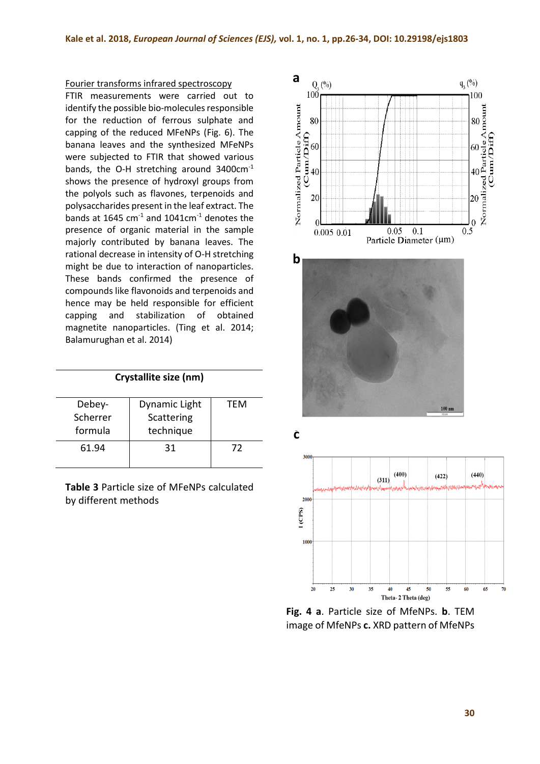### Fourier transforms infrared spectroscopy

FTIR measurements were carried out to identify the possible bio-molecules responsible for the reduction of ferrous sulphate and capping of the reduced MFeNPs (Fig. 6). The banana leaves and the synthesized MFeNPs were subjected to FTIR that showed various bands, the O-H stretching around 3400cm$^{-1}$ shows the presence of hydroxyl groups from the polyols such as flavones, terpenoids and polysaccharides present in the leaf extract. The bands at 1645 cm$^{-1}$ and 1041cm$^{-1}$ denotes the presence of organic material in the sample majorly contributed by banana leaves. The rational decrease in intensity of O-H stretching might be due to interaction of nanoparticles. These bands confirmed the presence of compounds like flavonoids and terpenoids and hence may be held responsible for efficient capping and stabilization of obtained magnetite nanoparticles. (Ting et al. 2014; Balamurughan et al. 2014)

| Crystallite size (nm) | | |
|---|---|---|
| Debey-Scherrer formula | Dynamic Light Scattering technique | TEM |
| 61.94 | 31 | 72 |

**Table 3** Particle size of MFeNPs calculated by different methods

**Fig. 4** **a**. Particle size of MfeNPs. **b**. TEM image of MfeNPs **c.** XRD pattern of MfeNPs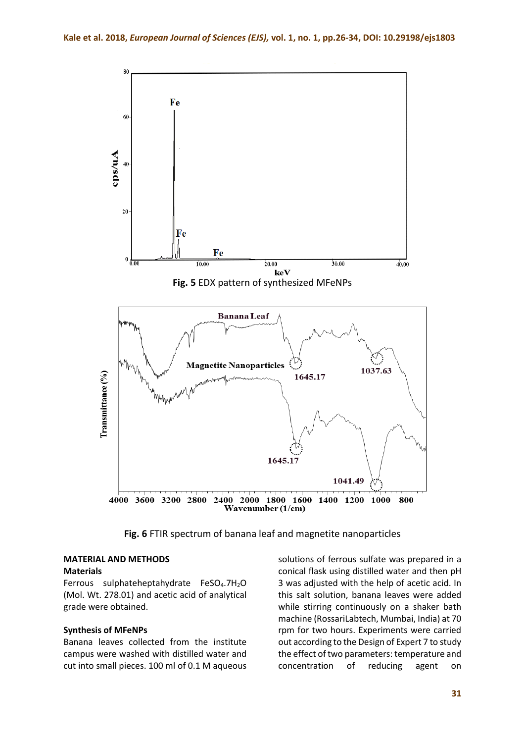Fig. 5 EDX pattern of synthesized MFeNPs

Fig. 6 FTIR spectrum of banana leaf and magnetite nanoparticles

## MATERIAL AND METHODS

### Materials

Ferrous sulphateheptahydrate $FeSO_4.7H_2O$ (Mol. Wt. 278.01) and acetic acid of analytical grade were obtained.

### Synthesis of MFeNPs

Banana leaves collected from the institute campus were washed with distilled water and cut into small pieces. 100 ml of 0.1 M aqueous solutions of ferrous sulfate was prepared in a conical flask using distilled water and then pH 3 was adjusted with the help of acetic acid. In this salt solution, banana leaves were added while stirring continuously on a shaker bath machine (RossariLabtech, Mumbai, India) at 70 rpm for two hours. Experiments were carried out according to the Design of Expert 7 to study the effect of two parameters: temperature and concentration of reducing agent on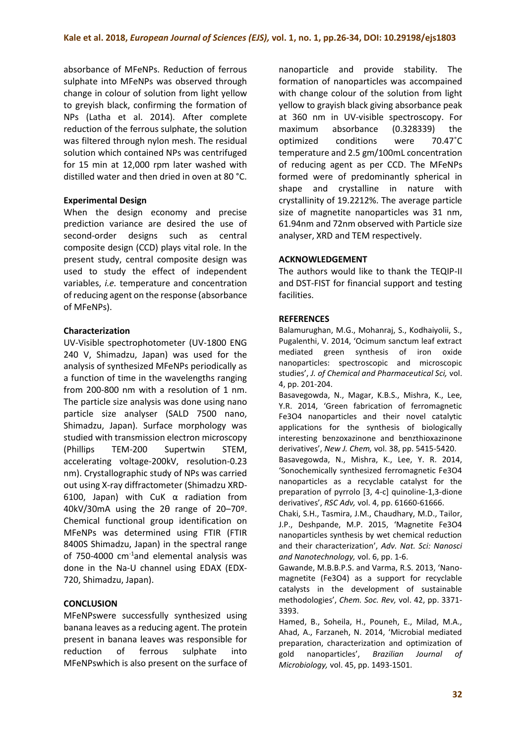absorbance of MFeNPs. Reduction of ferrous sulphate into MFeNPs was observed through change in colour of solution from light yellow to greyish black, confirming the formation of NPs (Latha et al. 2014). After complete reduction of the ferrous sulphate, the solution was filtered through nylon mesh. The residual solution which contained NPs was centrifuged for 15 min at 12,000 rpm later washed with distilled water and then dried in oven at 80 °C.

#### Experimental Design

When the design economy and precise prediction variance are desired the use of second-order designs such as central composite design (CCD) plays vital role. In the present study, central composite design was used to study the effect of independent variables, *i.e.* temperature and concentration of reducing agent on the response (absorbance of MFeNPs).

#### Characterization

UV-Visible spectrophotometer (UV-1800 ENG 240 V, Shimadzu, Japan) was used for the analysis of synthesized MFeNPs periodically as a function of time in the wavelengths ranging from 200-800 nm with a resolution of 1 nm. The particle size analysis was done using nano particle size analyser (SALD 7500 nano, Shimadzu, Japan). Surface morphology was studied with transmission electron microscopy (Phillips TEM-200 Supertwin STEM, accelerating voltage-200kV, resolution-0.23 nm). Crystallographic study of NPs was carried out using X-ray diffractometer (Shimadzu XRD-6100, Japan) with CuK α radiation from 40kV/30mA using the 2θ range of 20–70º. Chemical functional group identification on MFeNPs was determined using FTIR (FTIR 8400S Shimadzu, Japan) in the spectral range of 750-4000 $cm^{-1}$and elemental analysis was done in the Na-U channel using EDAX (EDX-720, Shimadzu, Japan).

## CONCLUSION

MFeNPswere successfully synthesized using banana leaves as a reducing agent. The protein present in banana leaves was responsible for reduction of ferrous sulphate into MFeNPswhich is also present on the surface of nanoparticle and provide stability. The formation of nanoparticles was accompained with change colour of the solution from light yellow to grayish black giving absorbance peak at 360 nm in UV-visible spectroscopy. For maximum absorbance (0.328339) the optimized conditions were 70.47˚C temperature and 2.5 gm/100mL concentration of reducing agent as per CCD. The MFeNPs formed were of predominantly spherical in shape and crystalline in nature with crystallinity of 19.2212%. The average particle size of magnetite nanoparticles was 31 nm, 61.94nm and 72nm observed with Particle size analyser, XRD and TEM respectively.

## ACKNOWLEDGEMENT

The authors would like to thank the TEQIP-II and DST-FIST for financial support and testing facilities.

## REFERENCES

Balamurughan, M.G., Mohanraj, S., Kodhaiyolii, S., Pugalenthi, V. 2014, 'Ocimum sanctum leaf extract mediated green synthesis of iron oxide nanoparticles: spectroscopic and microscopic studies', *J. of Chemical and Pharmaceutical Sci,* vol. 4, pp. 201-204.

Basavegowda, N., Magar, K.B.S., Mishra, K., Lee, Y.R. 2014, 'Green fabrication of ferromagnetic Fe3O4 nanoparticles and their novel catalytic applications for the synthesis of biologically interesting benzoxazinone and benzthioxazinone derivatives', *New J. Chem,* vol. 38, pp. 5415-5420.

Basavegowda, N., Mishra, K., Lee, Y. R. 2014, 'Sonochemically synthesized ferromagnetic Fe3O4 nanoparticles as a recyclable catalyst for the preparation of pyrrolo [3, 4-c] quinoline-1,3-dione derivatives', *RSC Adv,* vol. 4, pp. 61660-61666.

Chaki, S.H., Tasmira, J.M., Chaudhary, M.D., Tailor, J.P., Deshpande, M.P. 2015, 'Magnetite Fe3O4 nanoparticles synthesis by wet chemical reduction and their characterization', *Adv. Nat. Sci: Nanosci and Nanotechnology,* vol. 6, pp. 1-6.

Gawande, M.B.B.P.S. and Varma, R.S. 2013, 'Nano-magnetite (Fe3O4) as a support for recyclable catalysts in the development of sustainable methodologies', *Chem. Soc. Rev,* vol. 42, pp. 3371-3393.

Hamed, B., Soheila, H., Pouneh, E., Milad, M.A., Ahad, A., Farzaneh, N. 2014, 'Microbial mediated preparation, characterization and optimization of gold nanoparticles', *Brazilian Journal of Microbiology,* vol. 45, pp. 1493-1501.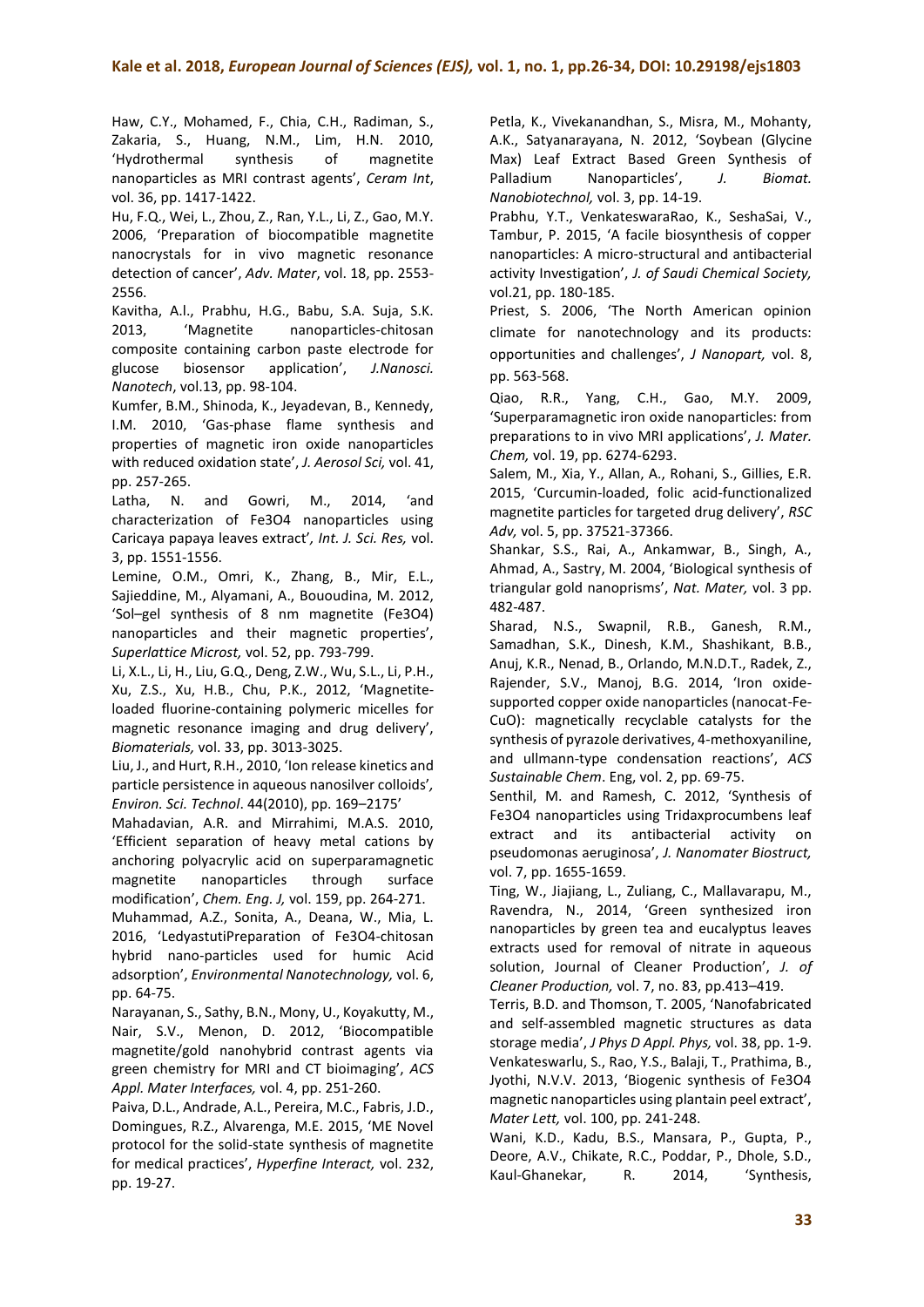Haw, C.Y., Mohamed, F., Chia, C.H., Radiman, S., Zakaria, S., Huang, N.M., Lim, H.N. 2010, 'Hydrothermal synthesis of magnetite nanoparticles as MRI contrast agents', *Ceram Int*, vol. 36, pp. 1417-1422.

Hu, F.Q., Wei, L., Zhou, Z., Ran, Y.L., Li, Z., Gao, M.Y. 2006, 'Preparation of biocompatible magnetite nanocrystals for in vivo magnetic resonance detection of cancer', *Adv. Mater*, vol. 18, pp. 2553-2556.

Kavitha, A.l., Prabhu, H.G., Babu, S.A. Suja, S.K. 2013, 'Magnetite nanoparticles-chitosan composite containing carbon paste electrode for glucose biosensor application', *J.Nanosci. Nanotech*, vol.13, pp. 98-104.

Kumfer, B.M., Shinoda, K., Jeyadevan, B., Kennedy, I.M. 2010, 'Gas-phase flame synthesis and properties of magnetic iron oxide nanoparticles with reduced oxidation state', *J. Aerosol Sci,* vol. 41, pp. 257-265.

Latha, N. and Gowri, M., 2014, 'and characterization of Fe3O4 nanoparticles using Caricaya papaya leaves extract', *Int. J. Sci. Res,* vol. 3, pp. 1551-1556.

Lemine, O.M., Omri, K., Zhang, B., Mir, E.L., Sajieddine, M., Alyamani, A., Bououdina, M. 2012, 'Sol–gel synthesis of 8 nm magnetite (Fe3O4) nanoparticles and their magnetic properties', *Superlattice Microst,* vol. 52, pp. 793-799.

Li, X.L., Li, H., Liu, G.Q., Deng, Z.W., Wu, S.L., Li, P.H., Xu, Z.S., Xu, H.B., Chu, P.K., 2012, 'Magnetite-loaded fluorine-containing polymeric micelles for magnetic resonance imaging and drug delivery', *Biomaterials,* vol. 33, pp. 3013-3025.

Liu, J., and Hurt, R.H., 2010, 'Ion release kinetics and particle persistence in aqueous nanosilver colloids', *Environ. Sci. Technol*. 44(2010), pp. 169–2175'

Mahadavian, A.R. and Mirrahimi, M.A.S. 2010, 'Efficient separation of heavy metal cations by anchoring polyacrylic acid on superparamagnetic magnetite nanoparticles through surface modification', *Chem. Eng. J,* vol. 159, pp. 264-271.

Muhammad, A.Z., Sonita, A., Deana, W., Mia, L. 2016, 'LedyastutiPreparation of Fe3O4-chitosan hybrid nano-particles used for humic Acid adsorption', *Environmental Nanotechnology,* vol. 6, pp. 64-75.

Narayanan, S., Sathy, B.N., Mony, U., Koyakutty, M., Nair, S.V., Menon, D. 2012, 'Biocompatible magnetite/gold nanohybrid contrast agents via green chemistry for MRI and CT bioimaging', *ACS Appl. Mater Interfaces,* vol. 4, pp. 251-260.

Paiva, D.L., Andrade, A.L., Pereira, M.C., Fabris, J.D., Domingues, R.Z., Alvarenga, M.E. 2015, 'ME Novel protocol for the solid-state synthesis of magnetite for medical practices', *Hyperfine Interact,* vol. 232, pp. 19-27.

Petla, K., Vivekanandhan, S., Misra, M., Mohanty, A.K., Satyanarayana, N. 2012, 'Soybean (Glycine Max) Leaf Extract Based Green Synthesis of Palladium Nanoparticles', *J. Biomat. Nanobiotechnol,* vol. 3, pp. 14-19.

Prabhu, Y.T., VenkateswaraRao, K., SeshaSai, V., Tambur, P. 2015, 'A facile biosynthesis of copper nanoparticles: A micro-structural and antibacterial activity Investigation', *J. of Saudi Chemical Society,* vol.21, pp. 180-185.

Priest, S. 2006, 'The North American opinion climate for nanotechnology and its products: opportunities and challenges', *J Nanopart,* vol. 8, pp. 563-568.

Qiao, R.R., Yang, C.H., Gao, M.Y. 2009, 'Superparamagnetic iron oxide nanoparticles: from preparations to in vivo MRI applications', *J. Mater. Chem,* vol. 19, pp. 6274-6293.

Salem, M., Xia, Y., Allan, A., Rohani, S., Gillies, E.R. 2015, 'Curcumin-loaded, folic acid-functionalized magnetite particles for targeted drug delivery', *RSC Adv,* vol. 5, pp. 37521-37366.

Shankar, S.S., Rai, A., Ankamwar, B., Singh, A., Ahmad, A., Sastry, M. 2004, 'Biological synthesis of triangular gold nanoprisms', *Nat. Mater,* vol. 3 pp. 482-487.

Sharad, N.S., Swapnil, R.B., Ganesh, R.M., Samadhan, S.K., Dinesh, K.M., Shashikant, B.B., Anuj, K.R., Nenad, B., Orlando, M.N.D.T., Radek, Z., Rajender, S.V., Manoj, B.G. 2014, 'Iron oxide-supported copper oxide nanoparticles (nanocat-Fe-CuO): magnetically recyclable catalysts for the synthesis of pyrazole derivatives, 4-methoxyaniline, and ullmann-type condensation reactions', *ACS Sustainable Chem*. Eng, vol. 2, pp. 69-75.

Senthil, M. and Ramesh, C. 2012, 'Synthesis of Fe3O4 nanoparticles using Tridaxprocumbens leaf extract and its antibacterial activity on pseudomonas aeruginosa', *J. Nanomater Biostruct,* vol. 7, pp. 1655-1659.

Ting, W., Jiajiang, L., Zuliang, C., Mallavarapu, M., Ravendra, N., 2014, 'Green synthesized iron nanoparticles by green tea and eucalyptus leaves extracts used for removal of nitrate in aqueous solution, Journal of Cleaner Production', *J. of Cleaner Production,* vol. 7, no. 83, pp.413–419.

Terris, B.D. and Thomson, T. 2005, 'Nanofabricated and self-assembled magnetic structures as data storage media', *J Phys D Appl. Phys,* vol. 38, pp. 1-9.

Venkateswarlu, S., Rao, Y.S., Balaji, T., Prathima, B., Jyothi, N.V.V. 2013, 'Biogenic synthesis of Fe3O4 magnetic nanoparticles using plantain peel extract', *Mater Lett,* vol. 100, pp. 241-248.

Wani, K.D., Kadu, B.S., Mansara, P., Gupta, P., Deore, A.V., Chikate, R.C., Poddar, P., Dhole, S.D., Kaul-Ghanekar, R. 2014, 'Synthesis,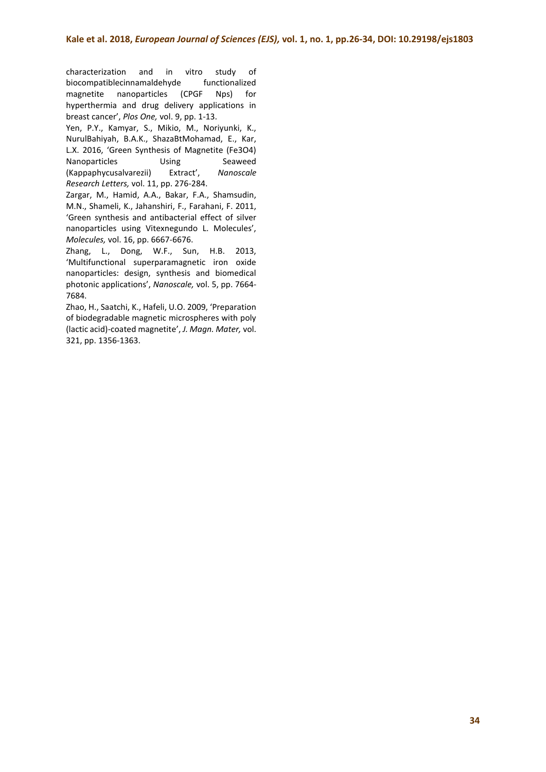characterization and in vitro study of biocompatiblecinnamaldehyde functionalized magnetite nanoparticles (CPGF Nps) for hyperthermia and drug delivery applications in breast cancer', *Plos One,* vol. 9, pp. 1-13.

Yen, P.Y., Kamyar, S., Mikio, M., Noriyunki, K., NurulBahiyah, B.A.K., ShazaBtMohamad, E., Kar, L.X. 2016, 'Green Synthesis of Magnetite (Fe3O4) Nanoparticles Using Seaweed (Kappaphycusalvarezii) Extract', *Nanoscale Research Letters,* vol. 11, pp. 276-284.

Zargar, M., Hamid, A.A., Bakar, F.A., Shamsudin, M.N., Shameli, K., Jahanshiri, F., Farahani, F. 2011, 'Green synthesis and antibacterial effect of silver nanoparticles using Vitexnegundo L. Molecules', *Molecules,* vol. 16, pp. 6667-6676.

Zhang, L., Dong, W.F., Sun, H.B. 2013, 'Multifunctional superparamagnetic iron oxide nanoparticles: design, synthesis and biomedical photonic applications', *Nanoscale,* vol. 5, pp. 7664-7684.

Zhao, H., Saatchi, K., Hafeli, U.O. 2009, 'Preparation of biodegradable magnetic microspheres with poly (lactic acid)-coated magnetite', *J. Magn. Mater,* vol. 321, pp. 1356-1363.